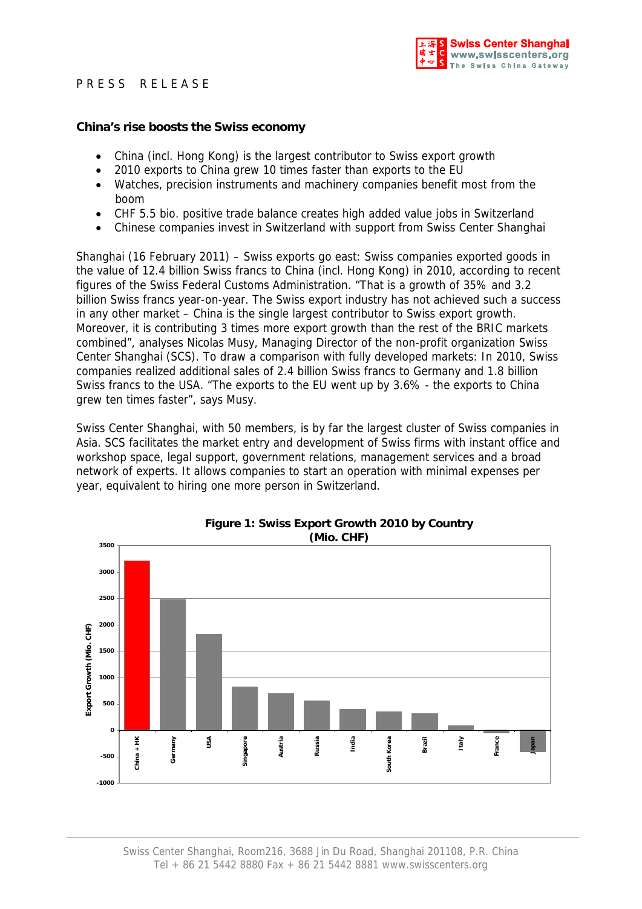PRESS RELEASE

## China's rise boosts the Swiss economy

- China (incl. Hong Kong) is the largest contributor to Swiss export growth
- 2010 exports to China grew 10 times faster than exports to the EU
- Watches, precision instruments and machinery companies benefit most from the boom
- CHF 5.5 bio. positive trade balance creates high added value jobs in Switzerland
- Chinese companies invest in Switzerland with support from Swiss Center Shanghai

Shanghai (16 February 2011) – Swiss exports go east: Swiss companies exported goods in the value of 12.4 billion Swiss francs to China (incl. Hong Kong) in 2010, according to recent figures of the Swiss Federal Customs Administration. "That is a growth of 35% and 3.2 billion Swiss francs year-on-year. The Swiss export industry has not achieved such a success in any other market – China is the single largest contributor to Swiss export growth. Moreover, it is contributing 3 times more export growth than the rest of the BRIC markets combined", analyses Nicolas Musy, Managing Director of the non-profit organization Swiss Center Shanghai (SCS). To draw a comparison with fully developed markets: In 2010, Swiss companies realized additional sales of 2.4 billion Swiss francs to Germany and 1.8 billion Swiss francs to the USA. "The exports to the EU went up by 3.6% - the exports to China grew ten times faster", says Musy.

Swiss Center Shanghai, with 50 members, is by far the largest cluster of Swiss companies in Asia. SCS facilitates the market entry and development of Swiss firms with instant office and workshop space, legal support, government relations, management services and a broad network of experts. It allows companies to start an operation with minimal expenses per year, equivalent to hiring one more person in Switzerland.

**Figure 1: Swiss Export Growth 2010 by Country (Mio. CHF)**

| Country | Export Growth (Mio. CHF, approx.) |
|---|---|
| China + HK | 3200 |
| Germany | 2480 |
| USA | 1820 |
| Singapore | 820 |
| Austria | 700 |
| Russia | 560 |
| India | 400 |
| South Korea | 350 |
| Brazil | 320 |
| Italy | 90 |
| France | -50 |
| Japan | -420 |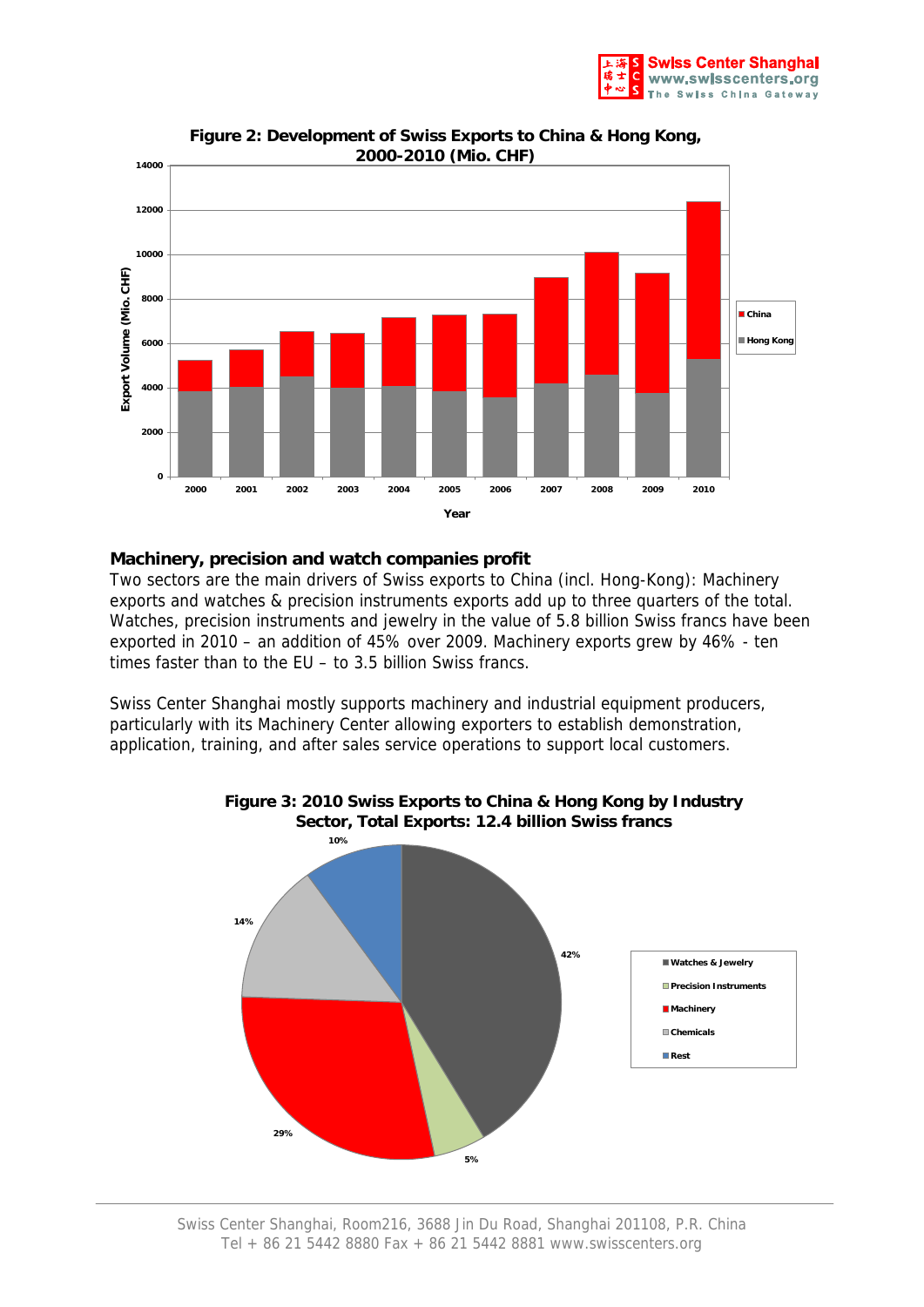**Figure 2: Development of Swiss Exports to China & Hong Kong, 2000-2010 (Mio. CHF)**

**Machinery, precision and watch companies profit**

Two sectors are the main drivers of Swiss exports to China (incl. Hong-Kong): Machinery exports and watches & precision instruments exports add up to three quarters of the total. Watches, precision instruments and jewelry in the value of 5.8 billion Swiss francs have been exported in 2010 – an addition of 45% over 2009. Machinery exports grew by 46% - ten times faster than to the EU – to 3.5 billion Swiss francs.

Swiss Center Shanghai mostly supports machinery and industrial equipment producers, particularly with its Machinery Center allowing exporters to establish demonstration, application, training, and after sales service operations to support local customers.

**Figure 3: 2010 Swiss Exports to China & Hong Kong by Industry Sector, Total Exports: 12.4 billion Swiss francs**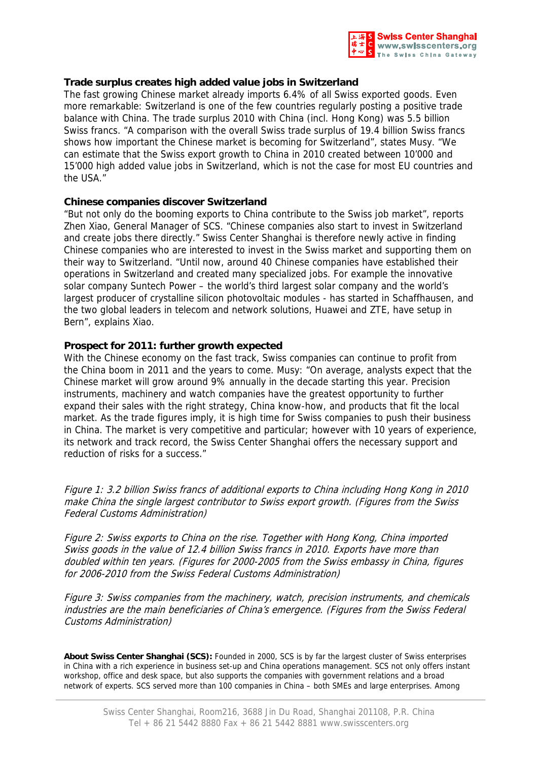### Trade surplus creates high added value jobs in Switzerland

The fast growing Chinese market already imports 6.4% of all Swiss exported goods. Even more remarkable: Switzerland is one of the few countries regularly posting a positive trade balance with China. The trade surplus 2010 with China (incl. Hong Kong) was 5.5 billion Swiss francs. "A comparison with the overall Swiss trade surplus of 19.4 billion Swiss francs shows how important the Chinese market is becoming for Switzerland", states Musy. "We can estimate that the Swiss export growth to China in 2010 created between 10'000 and 15'000 high added value jobs in Switzerland, which is not the case for most EU countries and the USA."

### Chinese companies discover Switzerland

"But not only do the booming exports to China contribute to the Swiss job market", reports Zhen Xiao, General Manager of SCS. "Chinese companies also start to invest in Switzerland and create jobs there directly." Swiss Center Shanghai is therefore newly active in finding Chinese companies who are interested to invest in the Swiss market and supporting them on their way to Switzerland. "Until now, around 40 Chinese companies have established their operations in Switzerland and created many specialized jobs. For example the innovative solar company Suntech Power – the world's third largest solar company and the world's largest producer of crystalline silicon photovoltaic modules - has started in Schaffhausen, and the two global leaders in telecom and network solutions, Huawei and ZTE, have setup in Bern", explains Xiao.

### Prospect for 2011: further growth expected

With the Chinese economy on the fast track, Swiss companies can continue to profit from the China boom in 2011 and the years to come. Musy: "On average, analysts expect that the Chinese market will grow around 9% annually in the decade starting this year. Precision instruments, machinery and watch companies have the greatest opportunity to further expand their sales with the right strategy, China know-how, and products that fit the local market. As the trade figures imply, it is high time for Swiss companies to push their business in China. The market is very competitive and particular; however with 10 years of experience, its network and track record, the Swiss Center Shanghai offers the necessary support and reduction of risks for a success."

*Figure 1: 3.2 billion Swiss francs of additional exports to China including Hong Kong in 2010 make China the single largest contributor to Swiss export growth. (Figures from the Swiss Federal Customs Administration)*

*Figure 2: Swiss exports to China on the rise. Together with Hong Kong, China imported Swiss goods in the value of 12.4 billion Swiss francs in 2010. Exports have more than doubled within ten years. (Figures for 2000-2005 from the Swiss embassy in China, figures for 2006-2010 from the Swiss Federal Customs Administration)*

*Figure 3: Swiss companies from the machinery, watch, precision instruments, and chemicals industries are the main beneficiaries of China's emergence. (Figures from the Swiss Federal Customs Administration)*

**About Swiss Center Shanghai (SCS):** Founded in 2000, SCS is by far the largest cluster of Swiss enterprises in China with a rich experience in business set-up and China operations management. SCS not only offers instant workshop, office and desk space, but also supports the companies with government relations and a broad network of experts. SCS served more than 100 companies in China – both SMEs and large enterprises. Among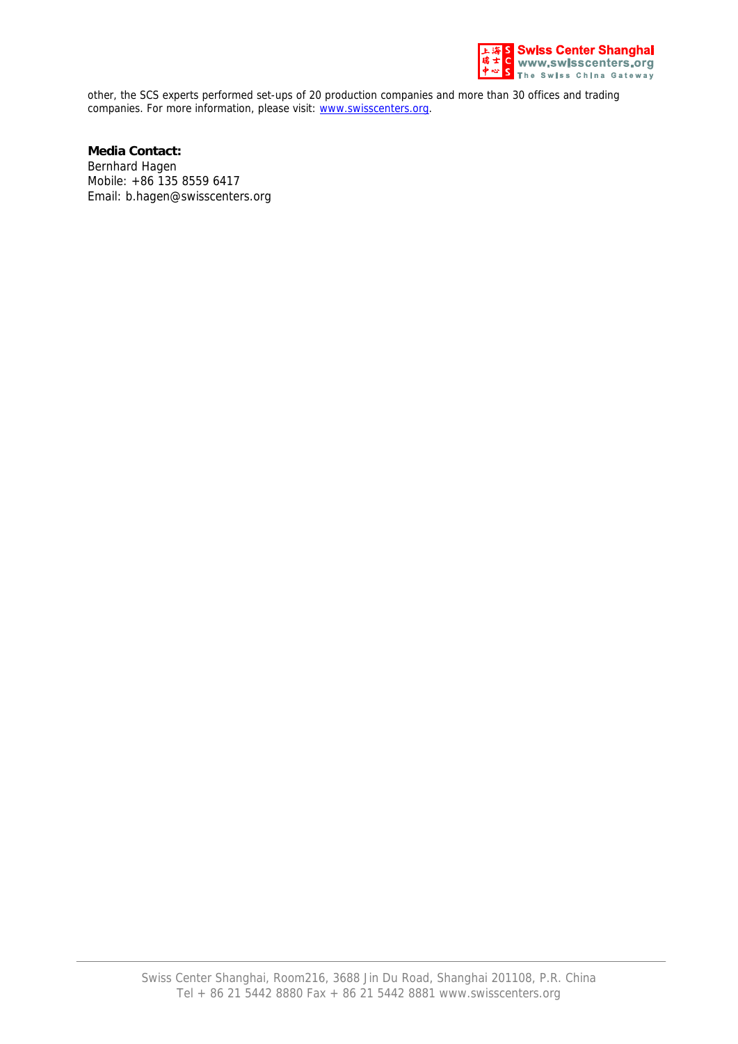other, the SCS experts performed set-ups of 20 production companies and more than 30 offices and trading companies. For more information, please visit: www.swisscenters.org.

**Media Contact:**
Bernhard Hagen
Mobile: +86 135 8559 6417
Email: b.hagen@swisscenters.org